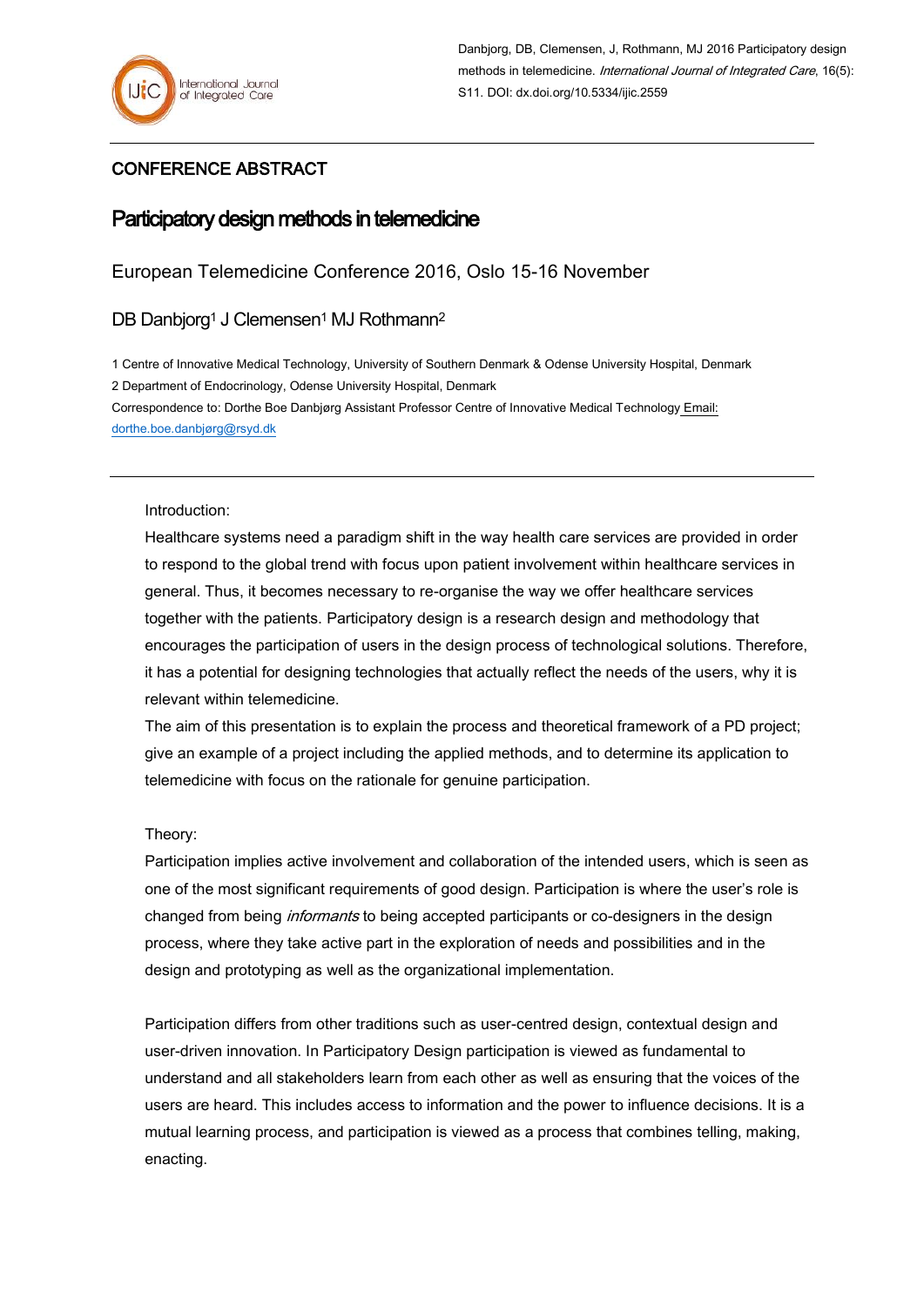Danbjorg, DB, Clemensen, J, Rothmann, MJ 2016 Participatory design methods in telemedicine. *International Journal of Integrated Care*, 16(5): S11. DOI: dx.doi.org/10.5334/ijic.2559

CONFERENCE ABSTRACT

# Participatory design methods in telemedicine

## European Telemedicine Conference 2016, Oslo 15-16 November

DB Danbjorg[1] J Clemensen[1] MJ Rothmann[2]

1 Centre of Innovative Medical Technology, University of Southern Denmark & Odense University Hospital, Denmark

2 Department of Endocrinology, Odense University Hospital, Denmark

Correspondence to: Dorthe Boe Danbjørg Assistant Professor Centre of Innovative Medical Technology Email: dorthe.boe.danbjørg@rsyd.dk

---

Introduction:

Healthcare systems need a paradigm shift in the way health care services are provided in order to respond to the global trend with focus upon patient involvement within healthcare services in general. Thus, it becomes necessary to re-organise the way we offer healthcare services together with the patients. Participatory design is a research design and methodology that encourages the participation of users in the design process of technological solutions. Therefore, it has a potential for designing technologies that actually reflect the needs of the users, why it is relevant within telemedicine.

The aim of this presentation is to explain the process and theoretical framework of a PD project; give an example of a project including the applied methods, and to determine its application to telemedicine with focus on the rationale for genuine participation.

Theory:

Participation implies active involvement and collaboration of the intended users, which is seen as one of the most significant requirements of good design. Participation is where the user's role is changed from being *informants* to being accepted participants or co-designers in the design process, where they take active part in the exploration of needs and possibilities and in the design and prototyping as well as the organizational implementation.

Participation differs from other traditions such as user-centred design, contextual design and user-driven innovation. In Participatory Design participation is viewed as fundamental to understand and all stakeholders learn from each other as well as ensuring that the voices of the users are heard. This includes access to information and the power to influence decisions. It is a mutual learning process, and participation is viewed as a process that combines telling, making, enacting.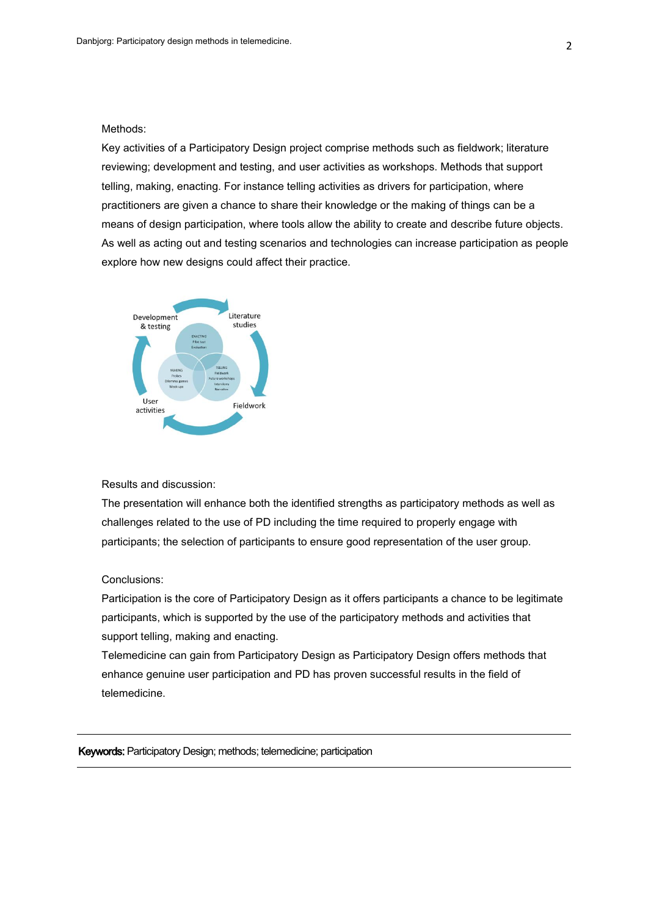Methods:

Key activities of a Participatory Design project comprise methods such as fieldwork; literature reviewing; development and testing, and user activities as workshops. Methods that support telling, making, enacting. For instance telling activities as drivers for participation, where practitioners are given a chance to share their knowledge or the making of things can be a means of design participation, where tools allow the ability to create and describe future objects. As well as acting out and testing scenarios and technologies can increase participation as people explore how new designs could affect their practice.

Development & testing

Literature studies

ENACTING
Pilot test
Evaluation

MAKING
Probes
Dilemma games
Mock ups

TELLING
Fieldwork
Future workshops
Interviews
Narrative

User activities

Fieldwork

Results and discussion:

The presentation will enhance both the identified strengths as participatory methods as well as challenges related to the use of PD including the time required to properly engage with participants; the selection of participants to ensure good representation of the user group.

Conclusions:

Participation is the core of Participatory Design as it offers participants a chance to be legitimate participants, which is supported by the use of the participatory methods and activities that support telling, making and enacting.

Telemedicine can gain from Participatory Design as Participatory Design offers methods that enhance genuine user participation and PD has proven successful results in the field of telemedicine.

---

**Keywords:** Participatory Design; methods; telemedicine; participation

---